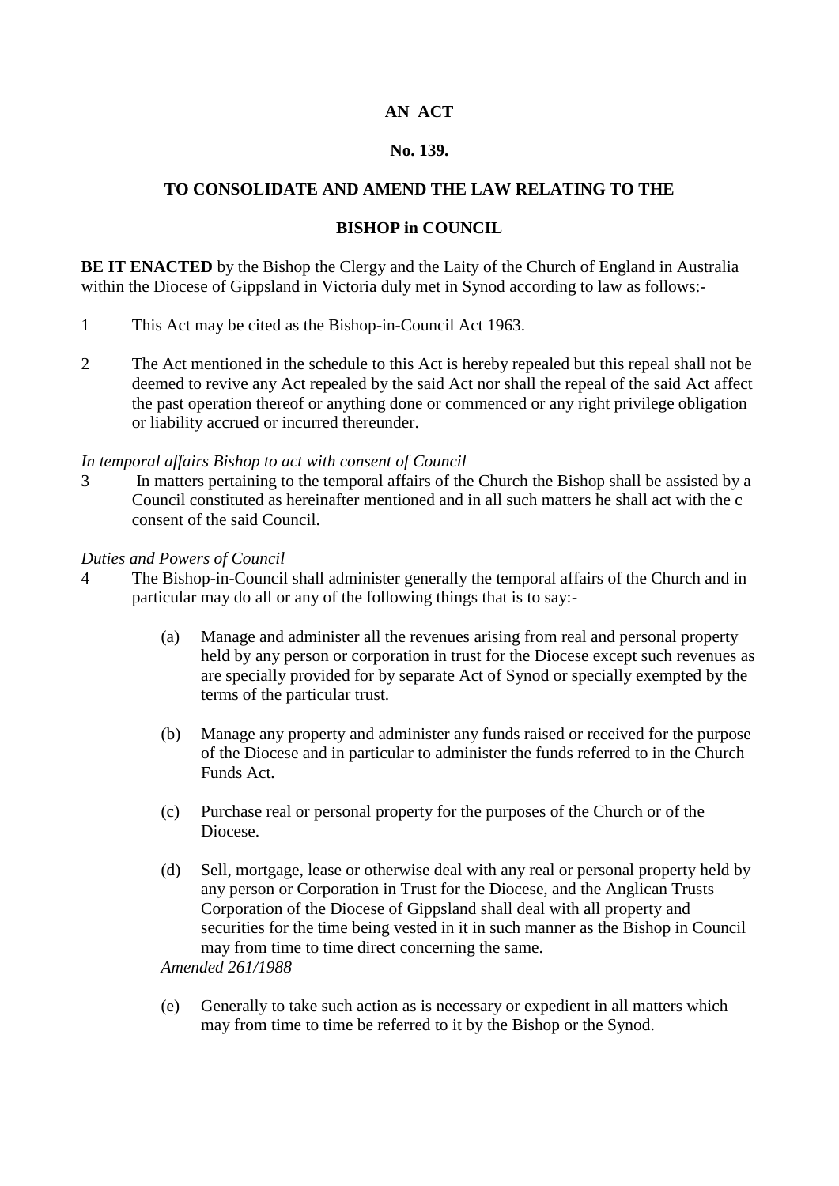**AN ACT**

**No. 139.**

**TO CONSOLIDATE AND AMEND THE LAW RELATING TO THE**

**BISHOP in COUNCIL**

**BE IT ENACTED** by the Bishop the Clergy and the Laity of the Church of England in Australia within the Diocese of Gippsland in Victoria duly met in Synod according to law as follows:-

1 This Act may be cited as the Bishop-in-Council Act 1963.

2 The Act mentioned in the schedule to this Act is hereby repealed but this repeal shall not be deemed to revive any Act repealed by the said Act nor shall the repeal of the said Act affect the past operation thereof or anything done or commenced or any right privilege obligation or liability accrued or incurred thereunder.

*In temporal affairs Bishop to act with consent of Council*

3 In matters pertaining to the temporal affairs of the Church the Bishop shall be assisted by a Council constituted as hereinafter mentioned and in all such matters he shall act with the c consent of the said Council.

*Duties and Powers of Council*

4 The Bishop-in-Council shall administer generally the temporal affairs of the Church and in particular may do all or any of the following things that is to say:-

(a) Manage and administer all the revenues arising from real and personal property held by any person or corporation in trust for the Diocese except such revenues as are specially provided for by separate Act of Synod or specially exempted by the terms of the particular trust.

(b) Manage any property and administer any funds raised or received for the purpose of the Diocese and in particular to administer the funds referred to in the Church Funds Act.

(c) Purchase real or personal property for the purposes of the Church or of the Diocese.

(d) Sell, mortgage, lease or otherwise deal with any real or personal property held by any person or Corporation in Trust for the Diocese, and the Anglican Trusts Corporation of the Diocese of Gippsland shall deal with all property and securities for the time being vested in it in such manner as the Bishop in Council may from time to time direct concerning the same.
*Amended 261/1988*

(e) Generally to take such action as is necessary or expedient in all matters which may from time to time be referred to it by the Bishop or the Synod.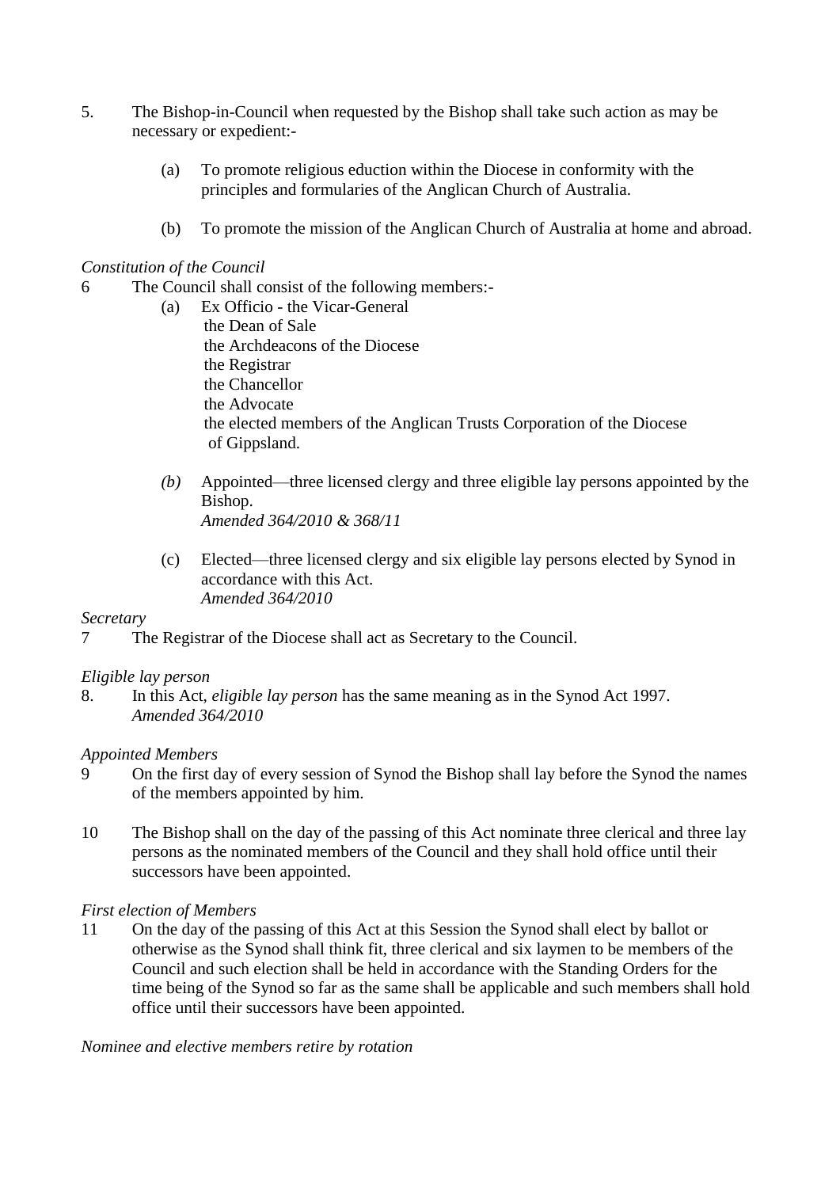5. The Bishop-in-Council when requested by the Bishop shall take such action as may be necessary or expedient:-

   (a) To promote religious eduction within the Diocese in conformity with the principles and formularies of the Anglican Church of Australia.

   (b) To promote the mission of the Anglican Church of Australia at home and abroad.

*Constitution of the Council*

6 The Council shall consist of the following members:-

   (a) Ex Officio - the Vicar-General
   the Dean of Sale
   the Archdeacons of the Diocese
   the Registrar
   the Chancellor
   the Advocate
   the elected members of the Anglican Trusts Corporation of the Diocese of Gippsland.

   *(b)* Appointed—three licensed clergy and three eligible lay persons appointed by the Bishop.
   *Amended 364/2010 & 368/11*

   (c) Elected—three licensed clergy and six eligible lay persons elected by Synod in accordance with this Act.
   *Amended 364/2010*

*Secretary*

7 The Registrar of the Diocese shall act as Secretary to the Council.

*Eligible lay person*

8. In this Act, *eligible lay person* has the same meaning as in the Synod Act 1997.
   *Amended 364/2010*

*Appointed Members*

9 On the first day of every session of Synod the Bishop shall lay before the Synod the names of the members appointed by him.

10 The Bishop shall on the day of the passing of this Act nominate three clerical and three lay persons as the nominated members of the Council and they shall hold office until their successors have been appointed.

*First election of Members*

11 On the day of the passing of this Act at this Session the Synod shall elect by ballot or otherwise as the Synod shall think fit, three clerical and six laymen to be members of the Council and such election shall be held in accordance with the Standing Orders for the time being of the Synod so far as the same shall be applicable and such members shall hold office until their successors have been appointed.

*Nominee and elective members retire by rotation*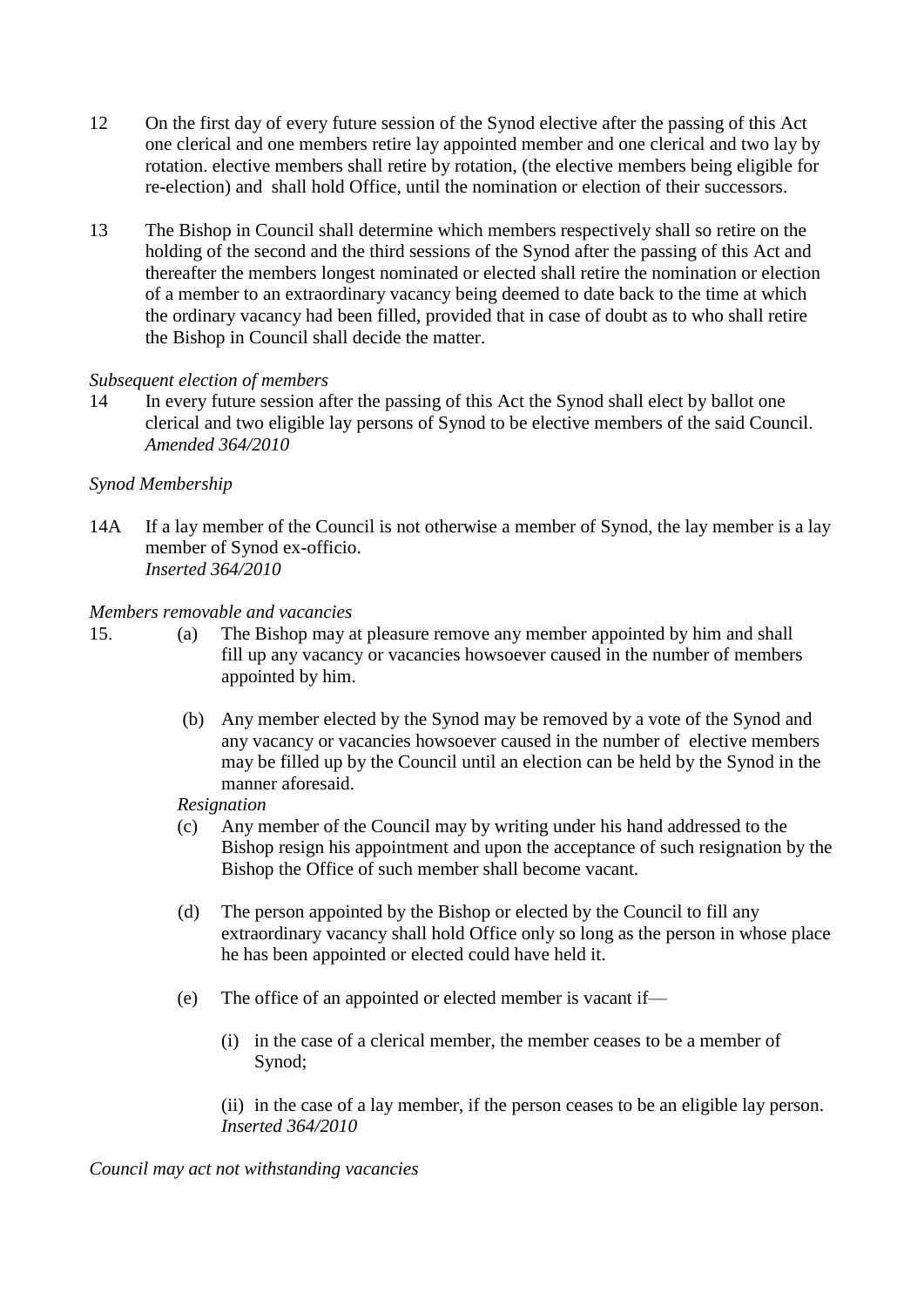12 On the first day of every future session of the Synod elective after the passing of this Act one clerical and one members retire lay appointed member and one clerical and two lay by rotation. elective members shall retire by rotation, (the elective members being eligible for re-election) and shall hold Office, until the nomination or election of their successors.

13 The Bishop in Council shall determine which members respectively shall so retire on the holding of the second and the third sessions of the Synod after the passing of this Act and thereafter the members longest nominated or elected shall retire the nomination or election of a member to an extraordinary vacancy being deemed to date back to the time at which the ordinary vacancy had been filled, provided that in case of doubt as to who shall retire the Bishop in Council shall decide the matter.

*Subsequent election of members*

14 In every future session after the passing of this Act the Synod shall elect by ballot one clerical and two eligible lay persons of Synod to be elective members of the said Council.
*Amended 364/2010*

*Synod Membership*

14A If a lay member of the Council is not otherwise a member of Synod, the lay member is a lay member of Synod ex-officio.
*Inserted 364/2010*

*Members removable and vacancies*

15. (a) The Bishop may at pleasure remove any member appointed by him and shall fill up any vacancy or vacancies howsoever caused in the number of members appointed by him.

(b) Any member elected by the Synod may be removed by a vote of the Synod and any vacancy or vacancies howsoever caused in the number of elective members may be filled up by the Council until an election can be held by the Synod in the manner aforesaid.

*Resignation*

(c) Any member of the Council may by writing under his hand addressed to the Bishop resign his appointment and upon the acceptance of such resignation by the Bishop the Office of such member shall become vacant.

(d) The person appointed by the Bishop or elected by the Council to fill any extraordinary vacancy shall hold Office only so long as the person in whose place he has been appointed or elected could have held it.

(e) The office of an appointed or elected member is vacant if—

(i) in the case of a clerical member, the member ceases to be a member of Synod;

(ii) in the case of a lay member, if the person ceases to be an eligible lay person.
*Inserted 364/2010*

*Council may act not withstanding vacancies*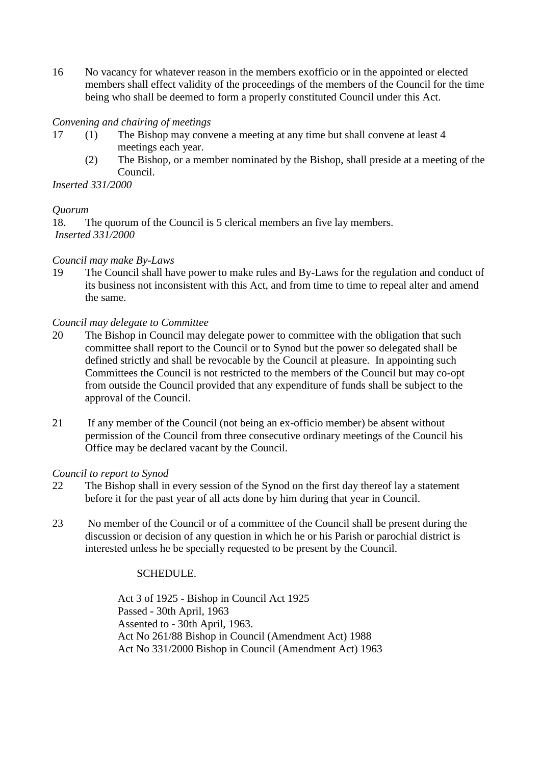16 No vacancy for whatever reason in the members exofficio or in the appointed or elected members shall effect validity of the proceedings of the members of the Council for the time being who shall be deemed to form a properly constituted Council under this Act.

*Convening and chairing of meetings*

17 (1) The Bishop may convene a meeting at any time but shall convene at least 4 meetings each year.

(2) The Bishop, or a member nominated by the Bishop, shall preside at a meeting of the Council.

*Inserted 331/2000*

*Quorum*

18. The quorum of the Council is 5 clerical members an five lay members.

*Inserted 331/2000*

*Council may make By-Laws*

19 The Council shall have power to make rules and By-Laws for the regulation and conduct of its business not inconsistent with this Act, and from time to time to repeal alter and amend the same.

*Council may delegate to Committee*

20 The Bishop in Council may delegate power to committee with the obligation that such committee shall report to the Council or to Synod but the power so delegated shall be defined strictly and shall be revocable by the Council at pleasure. In appointing such Committees the Council is not restricted to the members of the Council but may co-opt from outside the Council provided that any expenditure of funds shall be subject to the approval of the Council.

21 If any member of the Council (not being an ex-officio member) be absent without permission of the Council from three consecutive ordinary meetings of the Council his Office may be declared vacant by the Council.

*Council to report to Synod*

22 The Bishop shall in every session of the Synod on the first day thereof lay a statement before it for the past year of all acts done by him during that year in Council.

23 No member of the Council or of a committee of the Council shall be present during the discussion or decision of any question in which he or his Parish or parochial district is interested unless he be specially requested to be present by the Council.

SCHEDULE.

Act 3 of 1925 - Bishop in Council Act 1925
Passed - 30th April, 1963
Assented to - 30th April, 1963.
Act No 261/88 Bishop in Council (Amendment Act) 1988
Act No 331/2000 Bishop in Council (Amendment Act) 1963